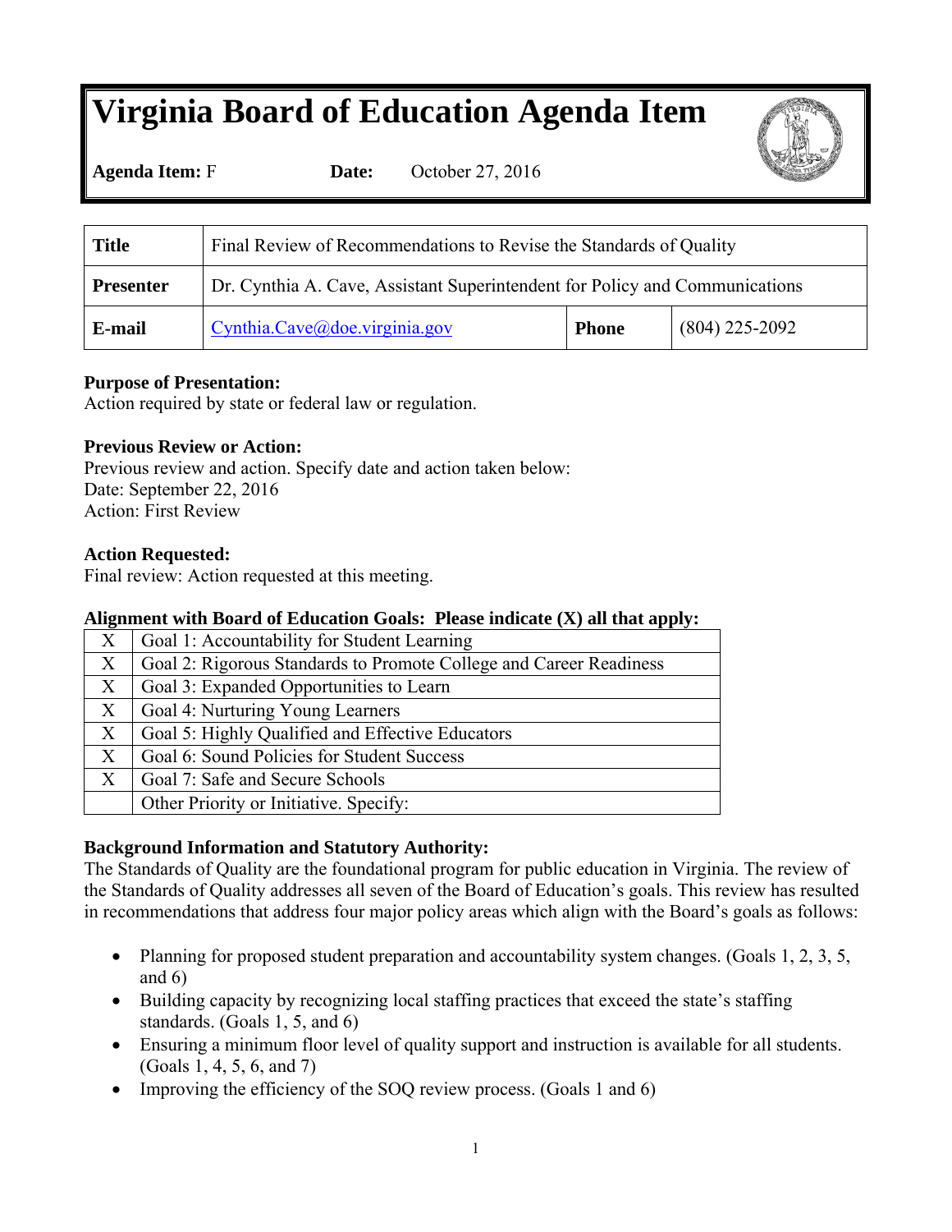# Virginia Board of Education Agenda Item

**Agenda Item:** F **Date:** October 27, 2016

| **Title** | Final Review of Recommendations to Revise the Standards of Quality | | |
|---|---|---|---|
| **Presenter** | Dr. Cynthia A. Cave, Assistant Superintendent for Policy and Communications | | |
| **E-mail** | Cynthia.Cave@doe.virginia.gov | **Phone** | (804) 225-2092 |

**Purpose of Presentation:**
Action required by state or federal law or regulation.

**Previous Review or Action:**
Previous review and action. Specify date and action taken below:
Date: September 22, 2016
Action: First Review

**Action Requested:**
Final review: Action requested at this meeting.

**Alignment with Board of Education Goals: Please indicate (X) all that apply:**

| | |
|---|---|
| X | Goal 1: Accountability for Student Learning |
| X | Goal 2: Rigorous Standards to Promote College and Career Readiness |
| X | Goal 3: Expanded Opportunities to Learn |
| X | Goal 4: Nurturing Young Learners |
| X | Goal 5: Highly Qualified and Effective Educators |
| X | Goal 6: Sound Policies for Student Success |
| X | Goal 7: Safe and Secure Schools |
| | Other Priority or Initiative. Specify: |

**Background Information and Statutory Authority:**
The Standards of Quality are the foundational program for public education in Virginia. The review of the Standards of Quality addresses all seven of the Board of Education's goals. This review has resulted in recommendations that address four major policy areas which align with the Board's goals as follows:

- Planning for proposed student preparation and accountability system changes. (Goals 1, 2, 3, 5, and 6)
- Building capacity by recognizing local staffing practices that exceed the state's staffing standards. (Goals 1, 5, and 6)
- Ensuring a minimum floor level of quality support and instruction is available for all students. (Goals 1, 4, 5, 6, and 7)
- Improving the efficiency of the SOQ review process. (Goals 1 and 6)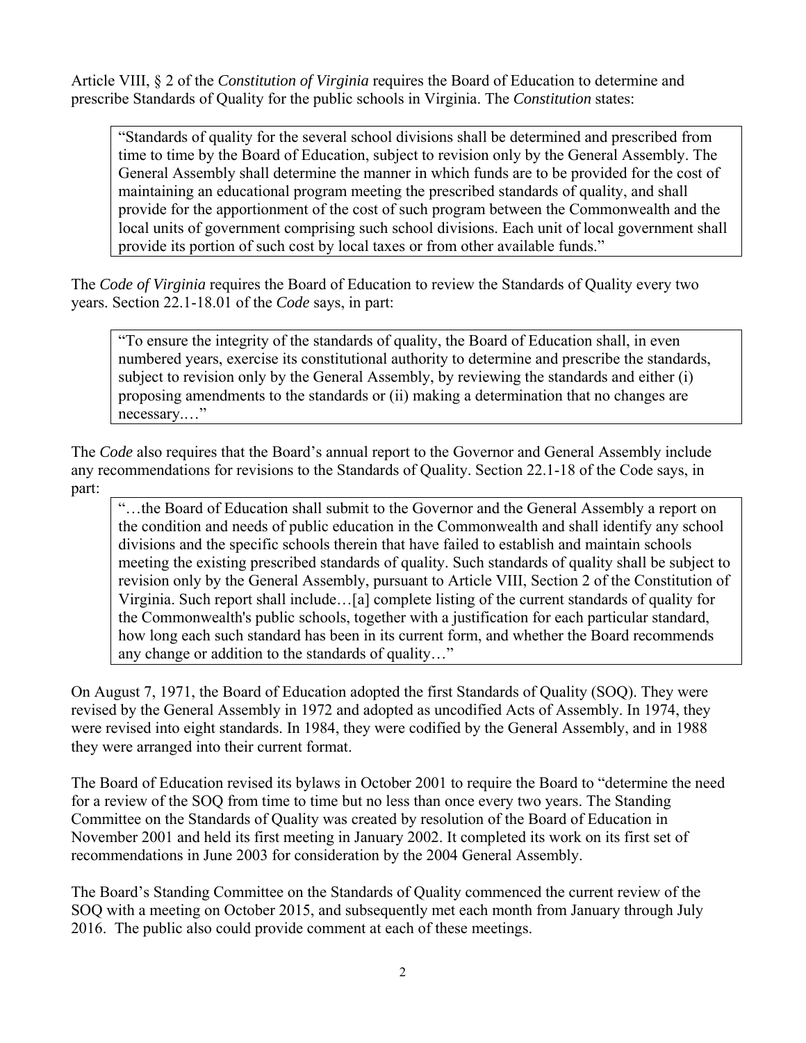Article VIII, § 2 of the *Constitution of Virginia* requires the Board of Education to determine and prescribe Standards of Quality for the public schools in Virginia. The *Constitution* states:

> "Standards of quality for the several school divisions shall be determined and prescribed from time to time by the Board of Education, subject to revision only by the General Assembly. The General Assembly shall determine the manner in which funds are to be provided for the cost of maintaining an educational program meeting the prescribed standards of quality, and shall provide for the apportionment of the cost of such program between the Commonwealth and the local units of government comprising such school divisions. Each unit of local government shall provide its portion of such cost by local taxes or from other available funds."

The *Code of Virginia* requires the Board of Education to review the Standards of Quality every two years. Section 22.1-18.01 of the *Code* says, in part:

> "To ensure the integrity of the standards of quality, the Board of Education shall, in even numbered years, exercise its constitutional authority to determine and prescribe the standards, subject to revision only by the General Assembly, by reviewing the standards and either (i) proposing amendments to the standards or (ii) making a determination that no changes are necessary.…"

The *Code* also requires that the Board's annual report to the Governor and General Assembly include any recommendations for revisions to the Standards of Quality. Section 22.1-18 of the Code says, in part:

> "…the Board of Education shall submit to the Governor and the General Assembly a report on the condition and needs of public education in the Commonwealth and shall identify any school divisions and the specific schools therein that have failed to establish and maintain schools meeting the existing prescribed standards of quality. Such standards of quality shall be subject to revision only by the General Assembly, pursuant to Article VIII, Section 2 of the Constitution of Virginia. Such report shall include…[a] complete listing of the current standards of quality for the Commonwealth's public schools, together with a justification for each particular standard, how long each such standard has been in its current form, and whether the Board recommends any change or addition to the standards of quality…"

On August 7, 1971, the Board of Education adopted the first Standards of Quality (SOQ). They were revised by the General Assembly in 1972 and adopted as uncodified Acts of Assembly. In 1974, they were revised into eight standards. In 1984, they were codified by the General Assembly, and in 1988 they were arranged into their current format.

The Board of Education revised its bylaws in October 2001 to require the Board to "determine the need for a review of the SOQ from time to time but no less than once every two years. The Standing Committee on the Standards of Quality was created by resolution of the Board of Education in November 2001 and held its first meeting in January 2002. It completed its work on its first set of recommendations in June 2003 for consideration by the 2004 General Assembly.

The Board's Standing Committee on the Standards of Quality commenced the current review of the SOQ with a meeting on October 2015, and subsequently met each month from January through July 2016. The public also could provide comment at each of these meetings.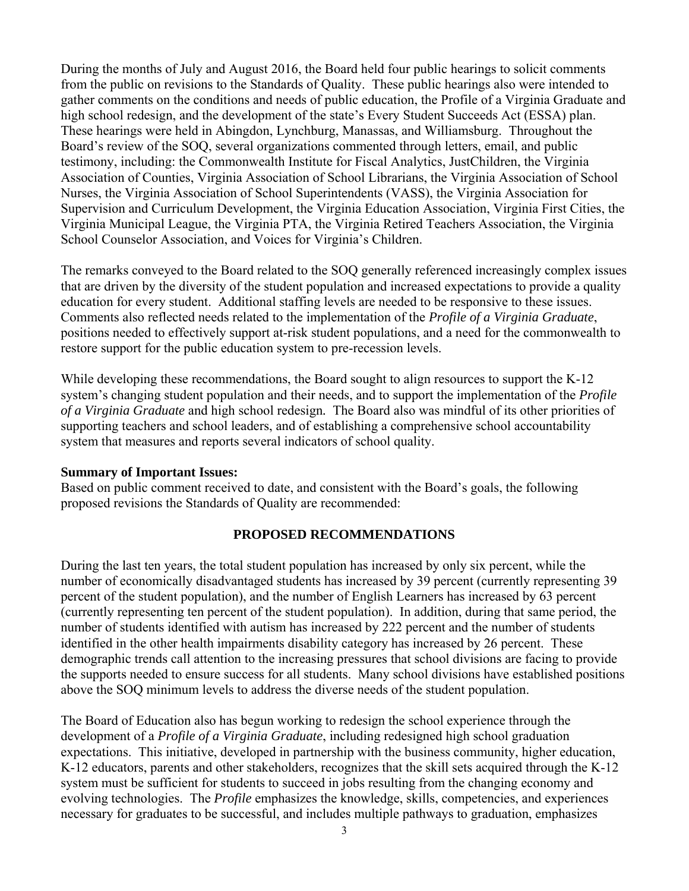During the months of July and August 2016, the Board held four public hearings to solicit comments from the public on revisions to the Standards of Quality. These public hearings also were intended to gather comments on the conditions and needs of public education, the Profile of a Virginia Graduate and high school redesign, and the development of the state's Every Student Succeeds Act (ESSA) plan. These hearings were held in Abingdon, Lynchburg, Manassas, and Williamsburg. Throughout the Board's review of the SOQ, several organizations commented through letters, email, and public testimony, including: the Commonwealth Institute for Fiscal Analytics, JustChildren, the Virginia Association of Counties, Virginia Association of School Librarians, the Virginia Association of School Nurses, the Virginia Association of School Superintendents (VASS), the Virginia Association for Supervision and Curriculum Development, the Virginia Education Association, Virginia First Cities, the Virginia Municipal League, the Virginia PTA, the Virginia Retired Teachers Association, the Virginia School Counselor Association, and Voices for Virginia's Children.

The remarks conveyed to the Board related to the SOQ generally referenced increasingly complex issues that are driven by the diversity of the student population and increased expectations to provide a quality education for every student. Additional staffing levels are needed to be responsive to these issues. Comments also reflected needs related to the implementation of the *Profile of a Virginia Graduate*, positions needed to effectively support at-risk student populations, and a need for the commonwealth to restore support for the public education system to pre-recession levels.

While developing these recommendations, the Board sought to align resources to support the K-12 system's changing student population and their needs, and to support the implementation of the *Profile of a Virginia Graduate* and high school redesign. The Board also was mindful of its other priorities of supporting teachers and school leaders, and of establishing a comprehensive school accountability system that measures and reports several indicators of school quality.

**Summary of Important Issues:**
Based on public comment received to date, and consistent with the Board's goals, the following proposed revisions the Standards of Quality are recommended:

## PROPOSED RECOMMENDATIONS

During the last ten years, the total student population has increased by only six percent, while the number of economically disadvantaged students has increased by 39 percent (currently representing 39 percent of the student population), and the number of English Learners has increased by 63 percent (currently representing ten percent of the student population). In addition, during that same period, the number of students identified with autism has increased by 222 percent and the number of students identified in the other health impairments disability category has increased by 26 percent. These demographic trends call attention to the increasing pressures that school divisions are facing to provide the supports needed to ensure success for all students. Many school divisions have established positions above the SOQ minimum levels to address the diverse needs of the student population.

The Board of Education also has begun working to redesign the school experience through the development of a *Profile of a Virginia Graduate*, including redesigned high school graduation expectations. This initiative, developed in partnership with the business community, higher education, K-12 educators, parents and other stakeholders, recognizes that the skill sets acquired through the K-12 system must be sufficient for students to succeed in jobs resulting from the changing economy and evolving technologies. The *Profile* emphasizes the knowledge, skills, competencies, and experiences necessary for graduates to be successful, and includes multiple pathways to graduation, emphasizes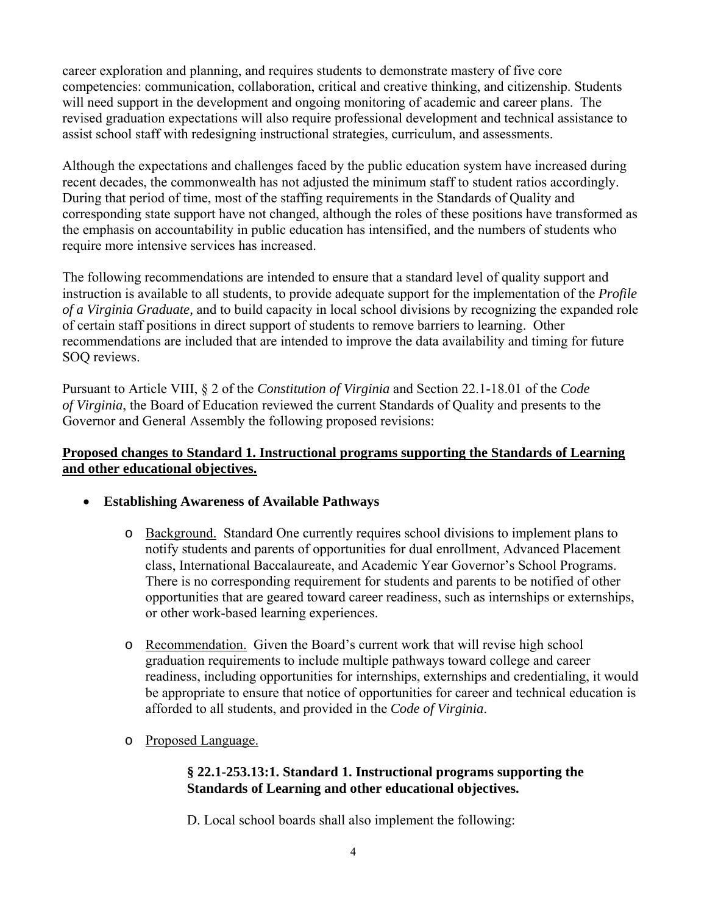career exploration and planning, and requires students to demonstrate mastery of five core competencies: communication, collaboration, critical and creative thinking, and citizenship. Students will need support in the development and ongoing monitoring of academic and career plans. The revised graduation expectations will also require professional development and technical assistance to assist school staff with redesigning instructional strategies, curriculum, and assessments.

Although the expectations and challenges faced by the public education system have increased during recent decades, the commonwealth has not adjusted the minimum staff to student ratios accordingly. During that period of time, most of the staffing requirements in the Standards of Quality and corresponding state support have not changed, although the roles of these positions have transformed as the emphasis on accountability in public education has intensified, and the numbers of students who require more intensive services has increased.

The following recommendations are intended to ensure that a standard level of quality support and instruction is available to all students, to provide adequate support for the implementation of the *Profile of a Virginia Graduate,* and to build capacity in local school divisions by recognizing the expanded role of certain staff positions in direct support of students to remove barriers to learning. Other recommendations are included that are intended to improve the data availability and timing for future SOQ reviews.

Pursuant to Article VIII, § 2 of the *Constitution of Virginia* and Section 22.1-18.01 of the *Code of Virginia*, the Board of Education reviewed the current Standards of Quality and presents to the Governor and General Assembly the following proposed revisions:

**Proposed changes to Standard 1. Instructional programs supporting the Standards of Learning and other educational objectives.**

- **Establishing Awareness of Available Pathways**
  - Background. Standard One currently requires school divisions to implement plans to notify students and parents of opportunities for dual enrollment, Advanced Placement class, International Baccalaureate, and Academic Year Governor's School Programs. There is no corresponding requirement for students and parents to be notified of other opportunities that are geared toward career readiness, such as internships or externships, or other work-based learning experiences.
  - Recommendation. Given the Board's current work that will revise high school graduation requirements to include multiple pathways toward college and career readiness, including opportunities for internships, externships and credentialing, it would be appropriate to ensure that notice of opportunities for career and technical education is afforded to all students, and provided in the *Code of Virginia*.
  - Proposed Language.

    **§ 22.1-253.13:1. Standard 1. Instructional programs supporting the Standards of Learning and other educational objectives.**

    D. Local school boards shall also implement the following: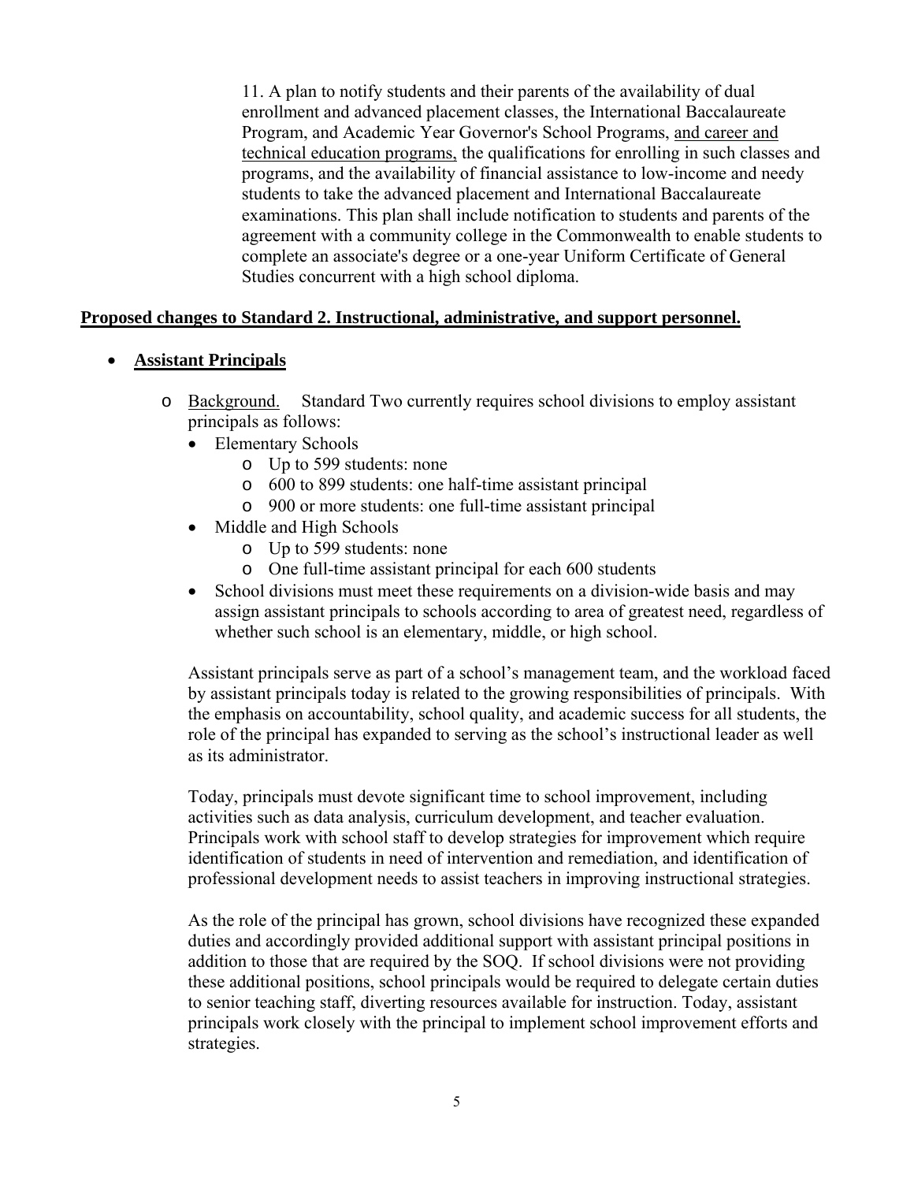11. A plan to notify students and their parents of the availability of dual enrollment and advanced placement classes, the International Baccalaureate Program, and Academic Year Governor's School Programs, <u>and career and technical education programs,</u> the qualifications for enrolling in such classes and programs, and the availability of financial assistance to low-income and needy students to take the advanced placement and International Baccalaureate examinations. This plan shall include notification to students and parents of the agreement with a community college in the Commonwealth to enable students to complete an associate's degree or a one-year Uniform Certificate of General Studies concurrent with a high school diploma.

**<u>Proposed changes to Standard 2. Instructional, administrative, and support personnel.</u>**

- **<u>Assistant Principals</u>**
  - <u>Background.</u> Standard Two currently requires school divisions to employ assistant principals as follows:
    - Elementary Schools
      - Up to 599 students: none
      - 600 to 899 students: one half-time assistant principal
      - 900 or more students: one full-time assistant principal
    - Middle and High Schools
      - Up to 599 students: none
      - One full-time assistant principal for each 600 students
    - School divisions must meet these requirements on a division-wide basis and may assign assistant principals to schools according to area of greatest need, regardless of whether such school is an elementary, middle, or high school.

    Assistant principals serve as part of a school's management team, and the workload faced by assistant principals today is related to the growing responsibilities of principals. With the emphasis on accountability, school quality, and academic success for all students, the role of the principal has expanded to serving as the school's instructional leader as well as its administrator.

    Today, principals must devote significant time to school improvement, including activities such as data analysis, curriculum development, and teacher evaluation. Principals work with school staff to develop strategies for improvement which require identification of students in need of intervention and remediation, and identification of professional development needs to assist teachers in improving instructional strategies.

    As the role of the principal has grown, school divisions have recognized these expanded duties and accordingly provided additional support with assistant principal positions in addition to those that are required by the SOQ. If school divisions were not providing these additional positions, school principals would be required to delegate certain duties to senior teaching staff, diverting resources available for instruction. Today, assistant principals work closely with the principal to implement school improvement efforts and strategies.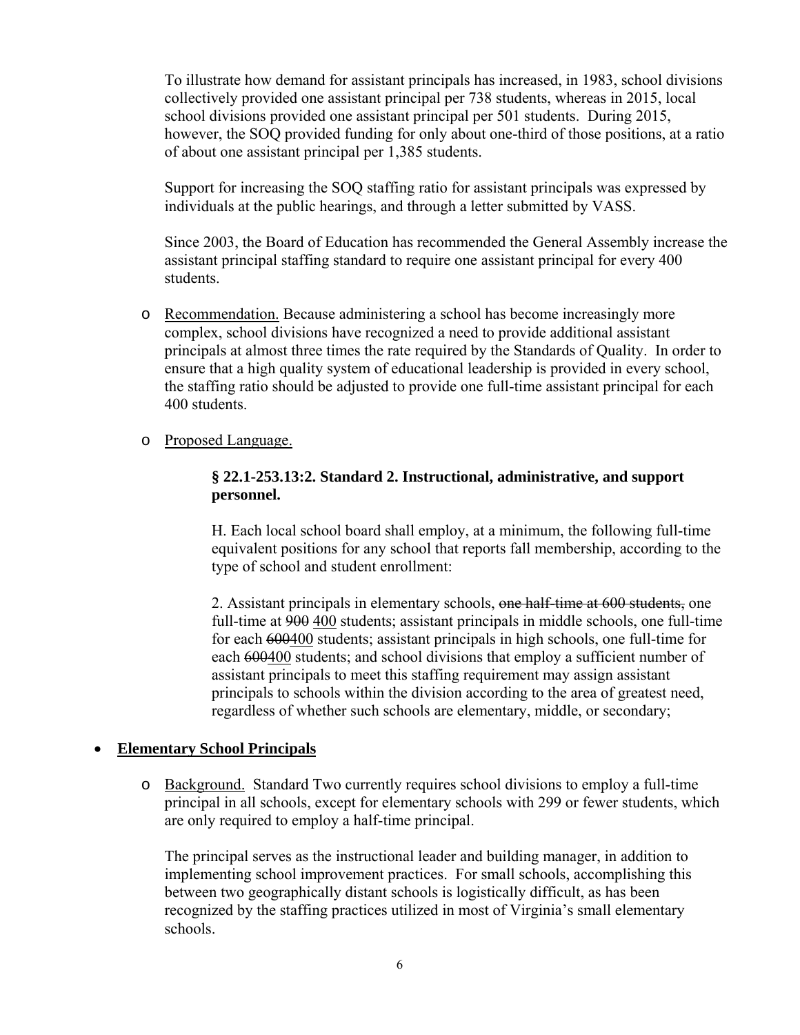To illustrate how demand for assistant principals has increased, in 1983, school divisions collectively provided one assistant principal per 738 students, whereas in 2015, local school divisions provided one assistant principal per 501 students. During 2015, however, the SOQ provided funding for only about one-third of those positions, at a ratio of about one assistant principal per 1,385 students.

Support for increasing the SOQ staffing ratio for assistant principals was expressed by individuals at the public hearings, and through a letter submitted by VASS.

Since 2003, the Board of Education has recommended the General Assembly increase the assistant principal staffing standard to require one assistant principal for every 400 students.

- Recommendation. Because administering a school has become increasingly more complex, school divisions have recognized a need to provide additional assistant principals at almost three times the rate required by the Standards of Quality. In order to ensure that a high quality system of educational leadership is provided in every school, the staffing ratio should be adjusted to provide one full-time assistant principal for each 400 students.

- Proposed Language.

  **§ 22.1-253.13:2. Standard 2. Instructional, administrative, and support personnel.**

  H. Each local school board shall employ, at a minimum, the following full-time equivalent positions for any school that reports fall membership, according to the type of school and student enrollment:

  2. Assistant principals in elementary schools, ~~one half-time at 600 students,~~ one full-time at ~~900~~ 400 students; assistant principals in middle schools, one full-time for each ~~600~~400 students; assistant principals in high schools, one full-time for each ~~600~~400 students; and school divisions that employ a sufficient number of assistant principals to meet this staffing requirement may assign assistant principals to schools within the division according to the area of greatest need, regardless of whether such schools are elementary, middle, or secondary;

- **Elementary School Principals**

  - Background. Standard Two currently requires school divisions to employ a full-time principal in all schools, except for elementary schools with 299 or fewer students, which are only required to employ a half-time principal.

    The principal serves as the instructional leader and building manager, in addition to implementing school improvement practices. For small schools, accomplishing this between two geographically distant schools is logistically difficult, as has been recognized by the staffing practices utilized in most of Virginia's small elementary schools.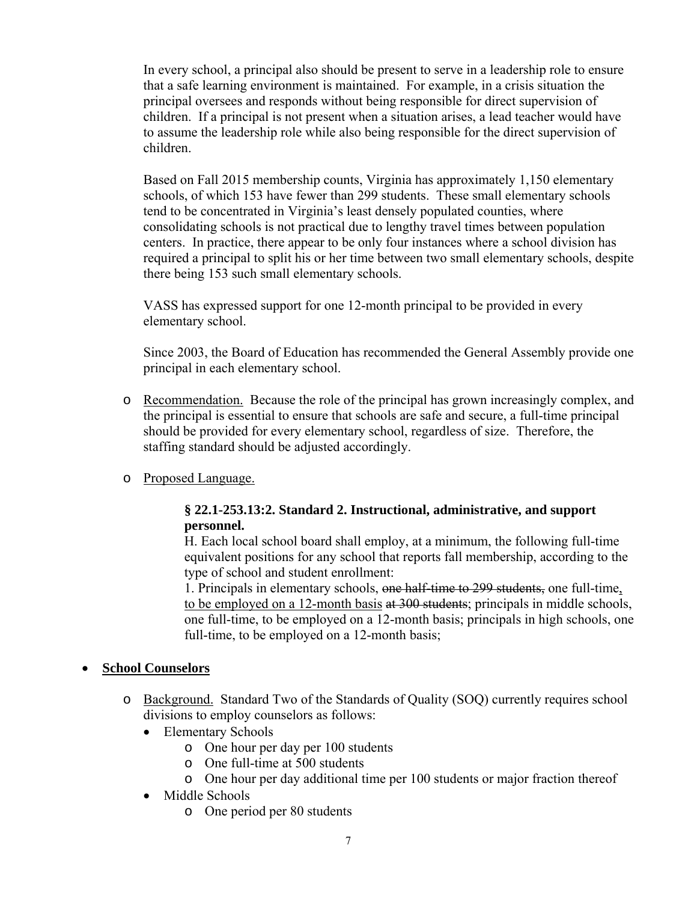In every school, a principal also should be present to serve in a leadership role to ensure that a safe learning environment is maintained. For example, in a crisis situation the principal oversees and responds without being responsible for direct supervision of children. If a principal is not present when a situation arises, a lead teacher would have to assume the leadership role while also being responsible for the direct supervision of children.

Based on Fall 2015 membership counts, Virginia has approximately 1,150 elementary schools, of which 153 have fewer than 299 students. These small elementary schools tend to be concentrated in Virginia's least densely populated counties, where consolidating schools is not practical due to lengthy travel times between population centers. In practice, there appear to be only four instances where a school division has required a principal to split his or her time between two small elementary schools, despite there being 153 such small elementary schools.

VASS has expressed support for one 12-month principal to be provided in every elementary school.

Since 2003, the Board of Education has recommended the General Assembly provide one principal in each elementary school.

- Recommendation. Because the role of the principal has grown increasingly complex, and the principal is essential to ensure that schools are safe and secure, a full-time principal should be provided for every elementary school, regardless of size. Therefore, the staffing standard should be adjusted accordingly.

- Proposed Language.

  **§ 22.1-253.13:2. Standard 2. Instructional, administrative, and support personnel.**
  H. Each local school board shall employ, at a minimum, the following full-time equivalent positions for any school that reports fall membership, according to the type of school and student enrollment:
  1. Principals in elementary schools, ~~one half-time to 299 students,~~ one full-time, to be employed on a 12-month basis ~~at 300 students~~; principals in middle schools, one full-time, to be employed on a 12-month basis; principals in high schools, one full-time, to be employed on a 12-month basis;

- **School Counselors**

  - Background. Standard Two of the Standards of Quality (SOQ) currently requires school divisions to employ counselors as follows:
    - Elementary Schools
      - One hour per day per 100 students
      - One full-time at 500 students
      - One hour per day additional time per 100 students or major fraction thereof
    - Middle Schools
      - One period per 80 students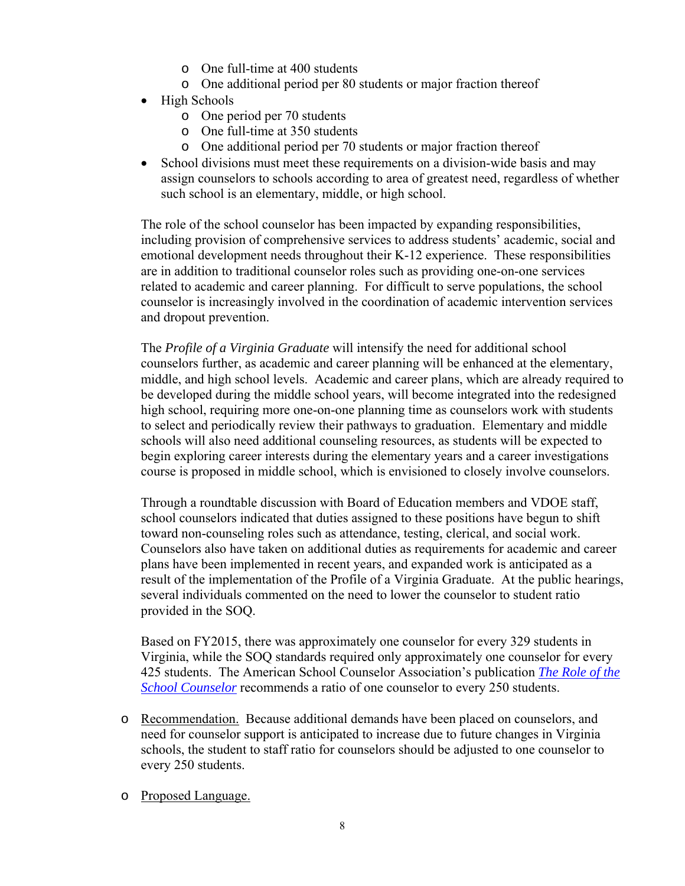- One full-time at 400 students
    - One additional period per 80 students or major fraction thereof
- High Schools
    - One period per 70 students
    - One full-time at 350 students
    - One additional period per 70 students or major fraction thereof
- School divisions must meet these requirements on a division-wide basis and may assign counselors to schools according to area of greatest need, regardless of whether such school is an elementary, middle, or high school.

The role of the school counselor has been impacted by expanding responsibilities, including provision of comprehensive services to address students' academic, social and emotional development needs throughout their K-12 experience. These responsibilities are in addition to traditional counselor roles such as providing one-on-one services related to academic and career planning. For difficult to serve populations, the school counselor is increasingly involved in the coordination of academic intervention services and dropout prevention.

The *Profile of a Virginia Graduate* will intensify the need for additional school counselors further, as academic and career planning will be enhanced at the elementary, middle, and high school levels. Academic and career plans, which are already required to be developed during the middle school years, will become integrated into the redesigned high school, requiring more one-on-one planning time as counselors work with students to select and periodically review their pathways to graduation. Elementary and middle schools will also need additional counseling resources, as students will be expected to begin exploring career interests during the elementary years and a career investigations course is proposed in middle school, which is envisioned to closely involve counselors.

Through a roundtable discussion with Board of Education members and VDOE staff, school counselors indicated that duties assigned to these positions have begun to shift toward non-counseling roles such as attendance, testing, clerical, and social work. Counselors also have taken on additional duties as requirements for academic and career plans have been implemented in recent years, and expanded work is anticipated as a result of the implementation of the Profile of a Virginia Graduate. At the public hearings, several individuals commented on the need to lower the counselor to student ratio provided in the SOQ.

Based on FY2015, there was approximately one counselor for every 329 students in Virginia, while the SOQ standards required only approximately one counselor for every 425 students. The American School Counselor Association's publication *The Role of the School Counselor* recommends a ratio of one counselor to every 250 students.

- Recommendation. Because additional demands have been placed on counselors, and need for counselor support is anticipated to increase due to future changes in Virginia schools, the student to staff ratio for counselors should be adjusted to one counselor to every 250 students.

- Proposed Language.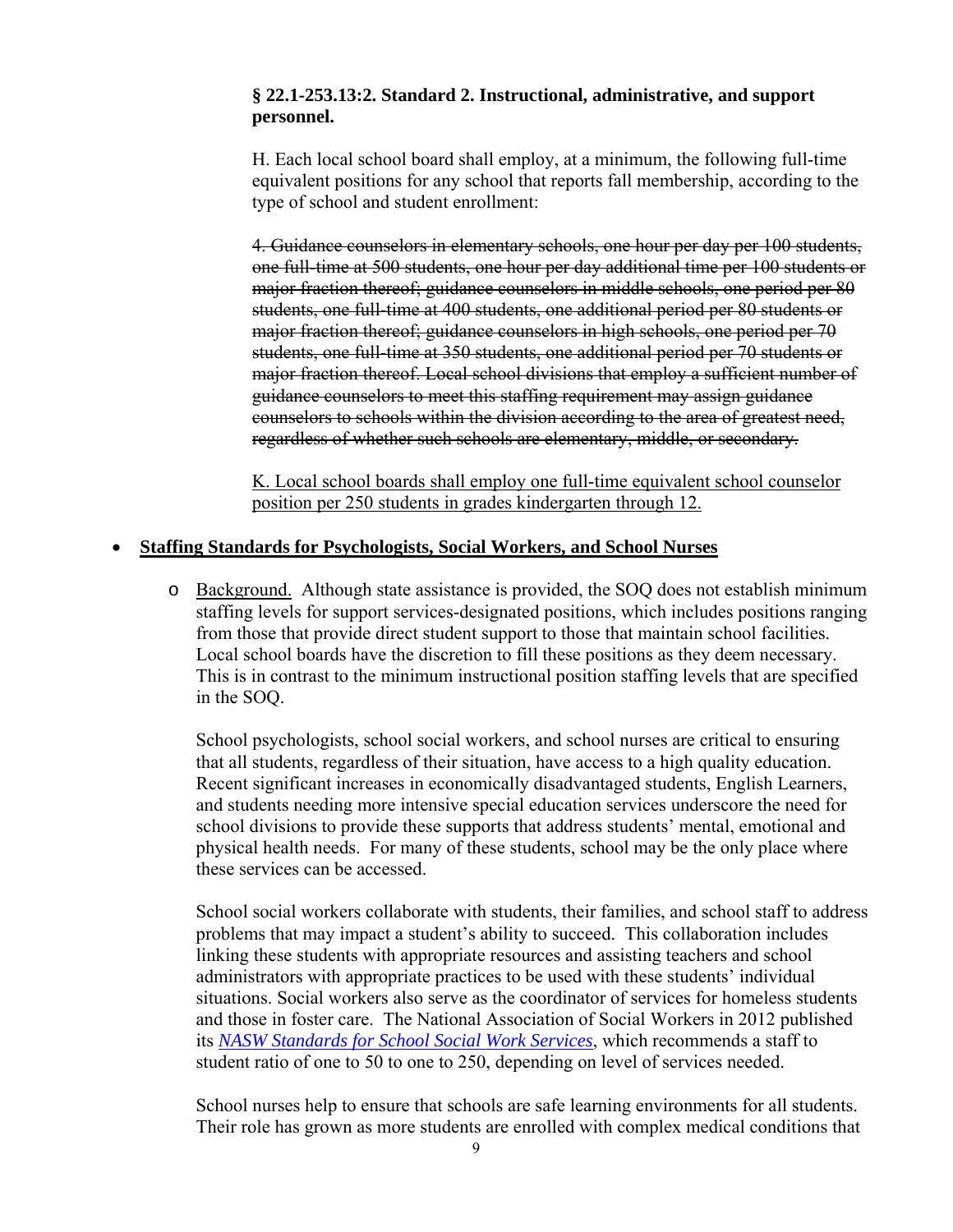**§ 22.1-253.13:2. Standard 2. Instructional, administrative, and support personnel.**

H. Each local school board shall employ, at a minimum, the following full-time equivalent positions for any school that reports fall membership, according to the type of school and student enrollment:

~~4. Guidance counselors in elementary schools, one hour per day per 100 students, one full-time at 500 students, one hour per day additional time per 100 students or major fraction thereof; guidance counselors in middle schools, one period per 80 students, one full-time at 400 students, one additional period per 80 students or major fraction thereof; guidance counselors in high schools, one period per 70 students, one full-time at 350 students, one additional period per 70 students or major fraction thereof. Local school divisions that employ a sufficient number of guidance counselors to meet this staffing requirement may assign guidance counselors to schools within the division according to the area of greatest need, regardless of whether such schools are elementary, middle, or secondary.~~

<u>K. Local school boards shall employ one full-time equivalent school counselor position per 250 students in grades kindergarten through 12.</u>

- **<u>Staffing Standards for Psychologists, Social Workers, and School Nurses</u>**

  - <u>Background.</u> Although state assistance is provided, the SOQ does not establish minimum staffing levels for support services-designated positions, which includes positions ranging from those that provide direct student support to those that maintain school facilities. Local school boards have the discretion to fill these positions as they deem necessary. This is in contrast to the minimum instructional position staffing levels that are specified in the SOQ.

    School psychologists, school social workers, and school nurses are critical to ensuring that all students, regardless of their situation, have access to a high quality education. Recent significant increases in economically disadvantaged students, English Learners, and students needing more intensive special education services underscore the need for school divisions to provide these supports that address students' mental, emotional and physical health needs. For many of these students, school may be the only place where these services can be accessed.

    School social workers collaborate with students, their families, and school staff to address problems that may impact a student's ability to succeed. This collaboration includes linking these students with appropriate resources and assisting teachers and school administrators with appropriate practices to be used with these students' individual situations. Social workers also serve as the coordinator of services for homeless students and those in foster care. The National Association of Social Workers in 2012 published its *NASW Standards for School Social Work Services*, which recommends a staff to student ratio of one to 50 to one to 250, depending on level of services needed.

    School nurses help to ensure that schools are safe learning environments for all students. Their role has grown as more students are enrolled with complex medical conditions that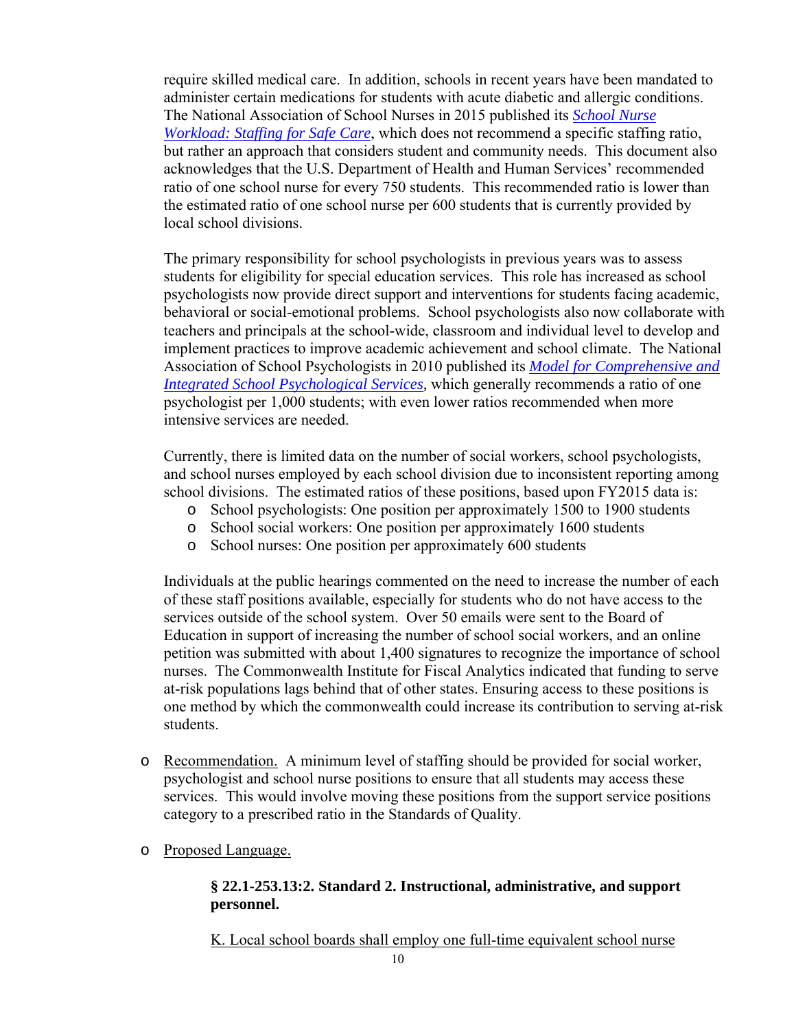require skilled medical care. In addition, schools in recent years have been mandated to administer certain medications for students with acute diabetic and allergic conditions. The National Association of School Nurses in 2015 published its [*School Nurse Workload: Staffing for Safe Care*](), which does not recommend a specific staffing ratio, but rather an approach that considers student and community needs. This document also acknowledges that the U.S. Department of Health and Human Services' recommended ratio of one school nurse for every 750 students. This recommended ratio is lower than the estimated ratio of one school nurse per 600 students that is currently provided by local school divisions.

The primary responsibility for school psychologists in previous years was to assess students for eligibility for special education services. This role has increased as school psychologists now provide direct support and interventions for students facing academic, behavioral or social-emotional problems. School psychologists also now collaborate with teachers and principals at the school-wide, classroom and individual level to develop and implement practices to improve academic achievement and school climate. The National Association of School Psychologists in 2010 published its [*Model for Comprehensive and Integrated School Psychological Services*](), which generally recommends a ratio of one psychologist per 1,000 students; with even lower ratios recommended when more intensive services are needed.

Currently, there is limited data on the number of social workers, school psychologists, and school nurses employed by each school division due to inconsistent reporting among school divisions. The estimated ratios of these positions, based upon FY2015 data is:

- School psychologists: One position per approximately 1500 to 1900 students
- School social workers: One position per approximately 1600 students
- School nurses: One position per approximately 600 students

Individuals at the public hearings commented on the need to increase the number of each of these staff positions available, especially for students who do not have access to the services outside of the school system. Over 50 emails were sent to the Board of Education in support of increasing the number of school social workers, and an online petition was submitted with about 1,400 signatures to recognize the importance of school nurses. The Commonwealth Institute for Fiscal Analytics indicated that funding to serve at-risk populations lags behind that of other states. Ensuring access to these positions is one method by which the commonwealth could increase its contribution to serving at-risk students.

- <u>Recommendation.</u> A minimum level of staffing should be provided for social worker, psychologist and school nurse positions to ensure that all students may access these services. This would involve moving these positions from the support service positions category to a prescribed ratio in the Standards of Quality.

- <u>Proposed Language.</u>

  **§ 22.1-253.13:2. Standard 2. Instructional, administrative, and support personnel.**

  <u>K. Local school boards shall employ one full-time equivalent school nurse</u>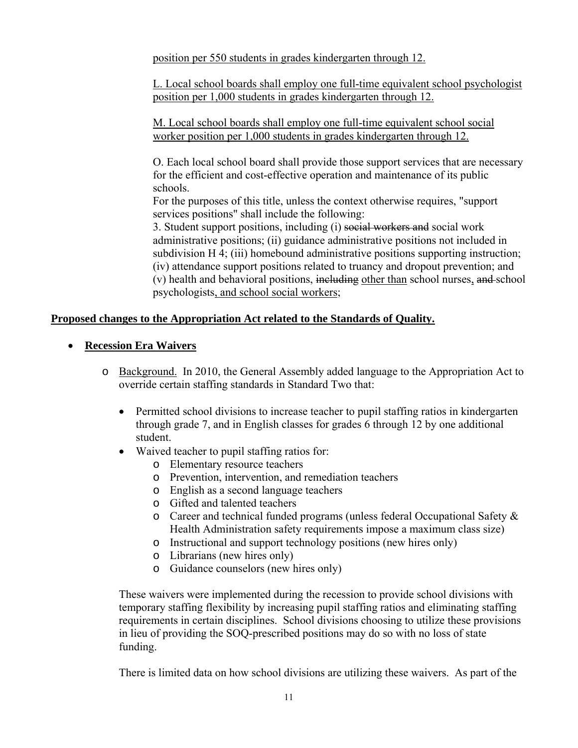position per 550 students in grades kindergarten through 12.

L. Local school boards shall employ one full-time equivalent school psychologist position per 1,000 students in grades kindergarten through 12.

M. Local school boards shall employ one full-time equivalent school social worker position per 1,000 students in grades kindergarten through 12.

O. Each local school board shall provide those support services that are necessary for the efficient and cost-effective operation and maintenance of its public schools.

For the purposes of this title, unless the context otherwise requires, "support services positions" shall include the following:

3. Student support positions, including (i) ~~social workers and~~ social work administrative positions; (ii) guidance administrative positions not included in subdivision H 4; (iii) homebound administrative positions supporting instruction; (iv) attendance support positions related to truancy and dropout prevention; and (v) health and behavioral positions, ~~including~~ other than school nurses, ~~and~~ school psychologists, and school social workers;

**Proposed changes to the Appropriation Act related to the Standards of Quality.**

- **Recession Era Waivers**
  - Background. In 2010, the General Assembly added language to the Appropriation Act to override certain staffing standards in Standard Two that:
    - Permitted school divisions to increase teacher to pupil staffing ratios in kindergarten through grade 7, and in English classes for grades 6 through 12 by one additional student.
    - Waived teacher to pupil staffing ratios for:
      - Elementary resource teachers
      - Prevention, intervention, and remediation teachers
      - English as a second language teachers
      - Gifted and talented teachers
      - Career and technical funded programs (unless federal Occupational Safety & Health Administration safety requirements impose a maximum class size)
      - Instructional and support technology positions (new hires only)
      - Librarians (new hires only)
      - Guidance counselors (new hires only)

    These waivers were implemented during the recession to provide school divisions with temporary staffing flexibility by increasing pupil staffing ratios and eliminating staffing requirements in certain disciplines. School divisions choosing to utilize these provisions in lieu of providing the SOQ-prescribed positions may do so with no loss of state funding.

    There is limited data on how school divisions are utilizing these waivers. As part of the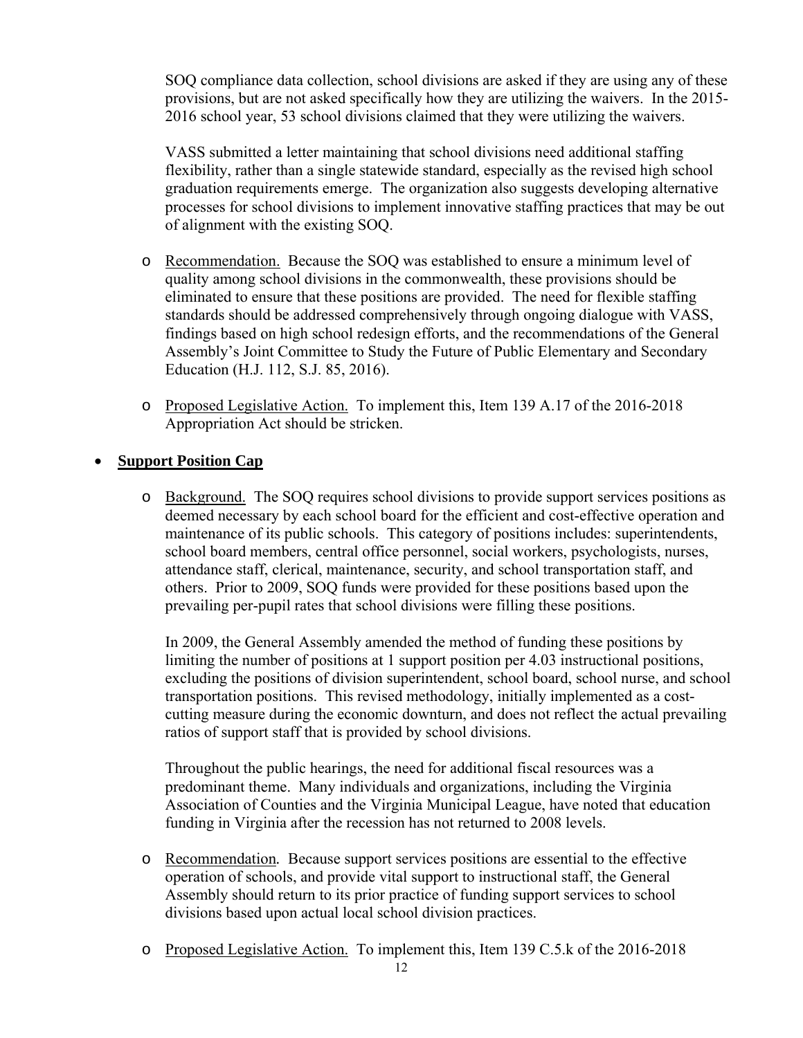SOQ compliance data collection, school divisions are asked if they are using any of these provisions, but are not asked specifically how they are utilizing the waivers. In the 2015-2016 school year, 53 school divisions claimed that they were utilizing the waivers.

VASS submitted a letter maintaining that school divisions need additional staffing flexibility, rather than a single statewide standard, especially as the revised high school graduation requirements emerge. The organization also suggests developing alternative processes for school divisions to implement innovative staffing practices that may be out of alignment with the existing SOQ.

- Recommendation. Because the SOQ was established to ensure a minimum level of quality among school divisions in the commonwealth, these provisions should be eliminated to ensure that these positions are provided. The need for flexible staffing standards should be addressed comprehensively through ongoing dialogue with VASS, findings based on high school redesign efforts, and the recommendations of the General Assembly's Joint Committee to Study the Future of Public Elementary and Secondary Education (H.J. 112, S.J. 85, 2016).

- Proposed Legislative Action. To implement this, Item 139 A.17 of the 2016-2018 Appropriation Act should be stricken.

- **Support Position Cap**

  - Background. The SOQ requires school divisions to provide support services positions as deemed necessary by each school board for the efficient and cost-effective operation and maintenance of its public schools. This category of positions includes: superintendents, school board members, central office personnel, social workers, psychologists, nurses, attendance staff, clerical, maintenance, security, and school transportation staff, and others. Prior to 2009, SOQ funds were provided for these positions based upon the prevailing per-pupil rates that school divisions were filling these positions.

    In 2009, the General Assembly amended the method of funding these positions by limiting the number of positions at 1 support position per 4.03 instructional positions, excluding the positions of division superintendent, school board, school nurse, and school transportation positions. This revised methodology, initially implemented as a cost-cutting measure during the economic downturn, and does not reflect the actual prevailing ratios of support staff that is provided by school divisions.

    Throughout the public hearings, the need for additional fiscal resources was a predominant theme. Many individuals and organizations, including the Virginia Association of Counties and the Virginia Municipal League, have noted that education funding in Virginia after the recession has not returned to 2008 levels.

  - Recommendation. Because support services positions are essential to the effective operation of schools, and provide vital support to instructional staff, the General Assembly should return to its prior practice of funding support services to school divisions based upon actual local school division practices.

  - Proposed Legislative Action. To implement this, Item 139 C.5.k of the 2016-2018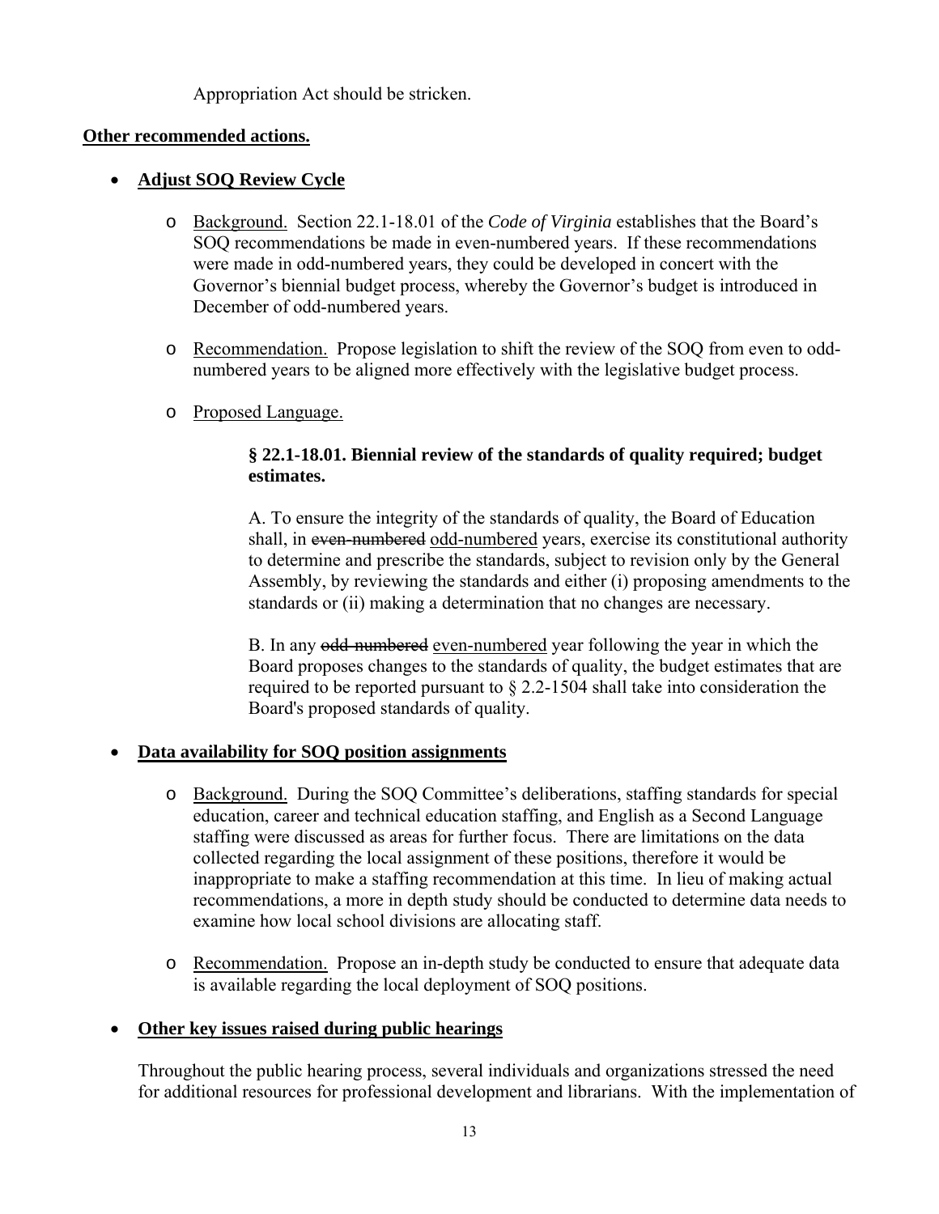Appropriation Act should be stricken.

**Other recommended actions.**

- **Adjust SOQ Review Cycle**

  - Background. Section 22.1-18.01 of the *Code of Virginia* establishes that the Board's SOQ recommendations be made in even-numbered years. If these recommendations were made in odd-numbered years, they could be developed in concert with the Governor's biennial budget process, whereby the Governor's budget is introduced in December of odd-numbered years.

  - Recommendation. Propose legislation to shift the review of the SOQ from even to odd-numbered years to be aligned more effectively with the legislative budget process.

  - Proposed Language.

    **§ 22.1-18.01. Biennial review of the standards of quality required; budget estimates.**

    A. To ensure the integrity of the standards of quality, the Board of Education shall, in ~~even-numbered~~ odd-numbered years, exercise its constitutional authority to determine and prescribe the standards, subject to revision only by the General Assembly, by reviewing the standards and either (i) proposing amendments to the standards or (ii) making a determination that no changes are necessary.

    B. In any ~~odd-numbered~~ even-numbered year following the year in which the Board proposes changes to the standards of quality, the budget estimates that are required to be reported pursuant to § 2.2-1504 shall take into consideration the Board's proposed standards of quality.

- **Data availability for SOQ position assignments**

  - Background. During the SOQ Committee's deliberations, staffing standards for special education, career and technical education staffing, and English as a Second Language staffing were discussed as areas for further focus. There are limitations on the data collected regarding the local assignment of these positions, therefore it would be inappropriate to make a staffing recommendation at this time. In lieu of making actual recommendations, a more in depth study should be conducted to determine data needs to examine how local school divisions are allocating staff.

  - Recommendation. Propose an in-depth study be conducted to ensure that adequate data is available regarding the local deployment of SOQ positions.

- **Other key issues raised during public hearings**

  Throughout the public hearing process, several individuals and organizations stressed the need for additional resources for professional development and librarians. With the implementation of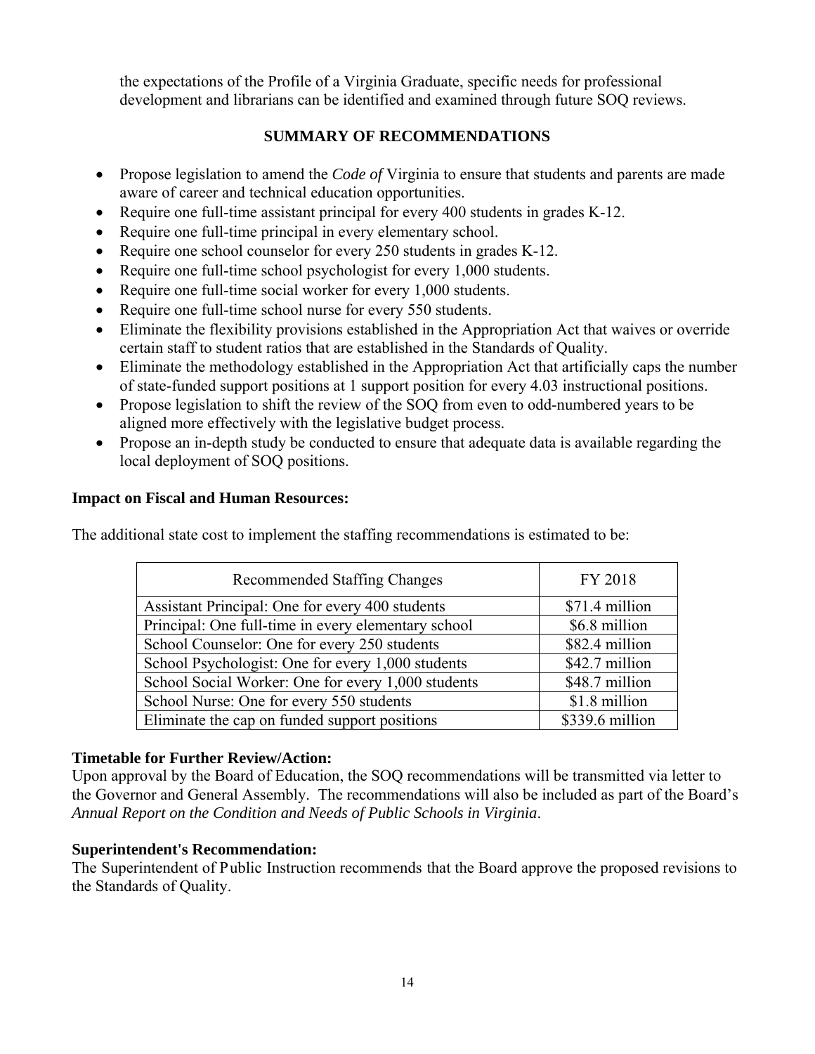the expectations of the Profile of a Virginia Graduate, specific needs for professional development and librarians can be identified and examined through future SOQ reviews.

## SUMMARY OF RECOMMENDATIONS

- Propose legislation to amend the *Code of* Virginia to ensure that students and parents are made aware of career and technical education opportunities.
- Require one full-time assistant principal for every 400 students in grades K-12.
- Require one full-time principal in every elementary school.
- Require one school counselor for every 250 students in grades K-12.
- Require one full-time school psychologist for every 1,000 students.
- Require one full-time social worker for every 1,000 students.
- Require one full-time school nurse for every 550 students.
- Eliminate the flexibility provisions established in the Appropriation Act that waives or override certain staff to student ratios that are established in the Standards of Quality.
- Eliminate the methodology established in the Appropriation Act that artificially caps the number of state-funded support positions at 1 support position for every 4.03 instructional positions.
- Propose legislation to shift the review of the SOQ from even to odd-numbered years to be aligned more effectively with the legislative budget process.
- Propose an in-depth study be conducted to ensure that adequate data is available regarding the local deployment of SOQ positions.

**Impact on Fiscal and Human Resources:**

The additional state cost to implement the staffing recommendations is estimated to be:

| Recommended Staffing Changes | FY 2018 |
|---|---|
| Assistant Principal: One for every 400 students | $71.4 million |
| Principal: One full-time in every elementary school | $6.8 million |
| School Counselor: One for every 250 students | $82.4 million |
| School Psychologist: One for every 1,000 students | $42.7 million |
| School Social Worker: One for every 1,000 students | $48.7 million |
| School Nurse: One for every 550 students | $1.8 million |
| Eliminate the cap on funded support positions | $339.6 million |

**Timetable for Further Review/Action:**
Upon approval by the Board of Education, the SOQ recommendations will be transmitted via letter to the Governor and General Assembly. The recommendations will also be included as part of the Board's *Annual Report on the Condition and Needs of Public Schools in Virginia*.

**Superintendent's Recommendation:**
The Superintendent of Public Instruction recommends that the Board approve the proposed revisions to the Standards of Quality.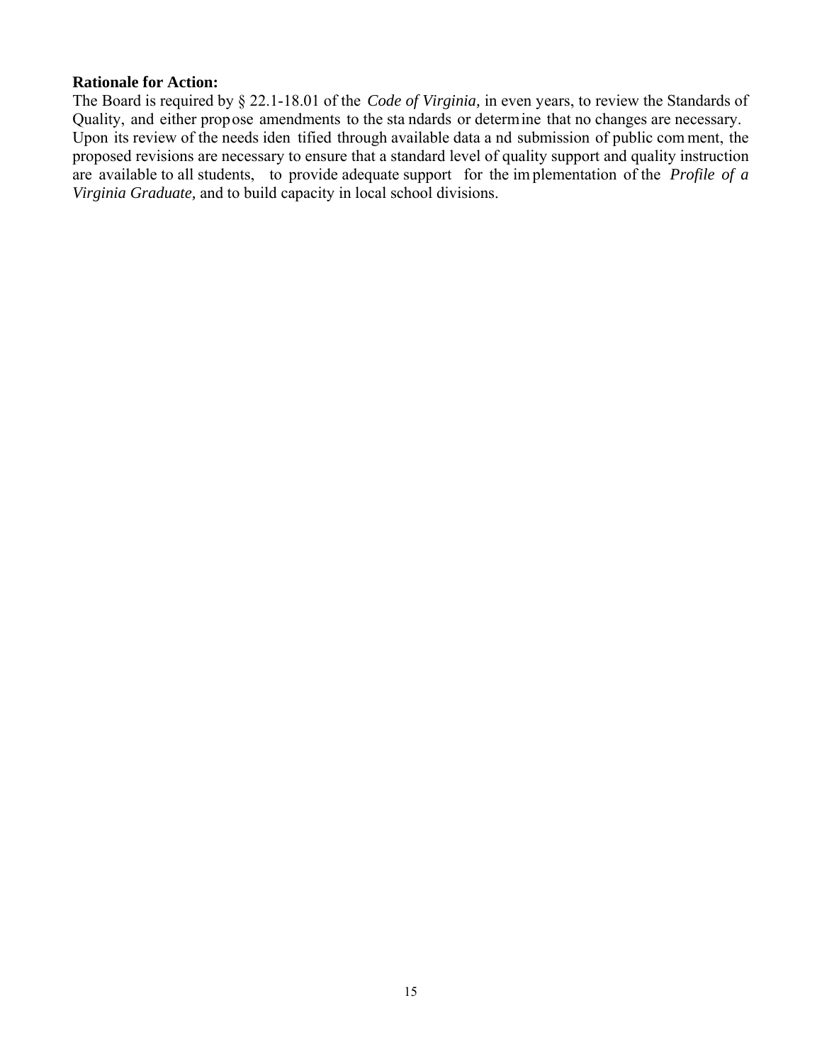**Rationale for Action:**
The Board is required by § 22.1-18.01 of the *Code of Virginia,* in even years, to review the Standards of Quality, and either propose amendments to the standards or determine that no changes are necessary. Upon its review of the needs identified through available data and submission of public comment, the proposed revisions are necessary to ensure that a standard level of quality support and quality instruction are available to all students, to provide adequate support for the implementation of the *Profile of a Virginia Graduate,* and to build capacity in local school divisions.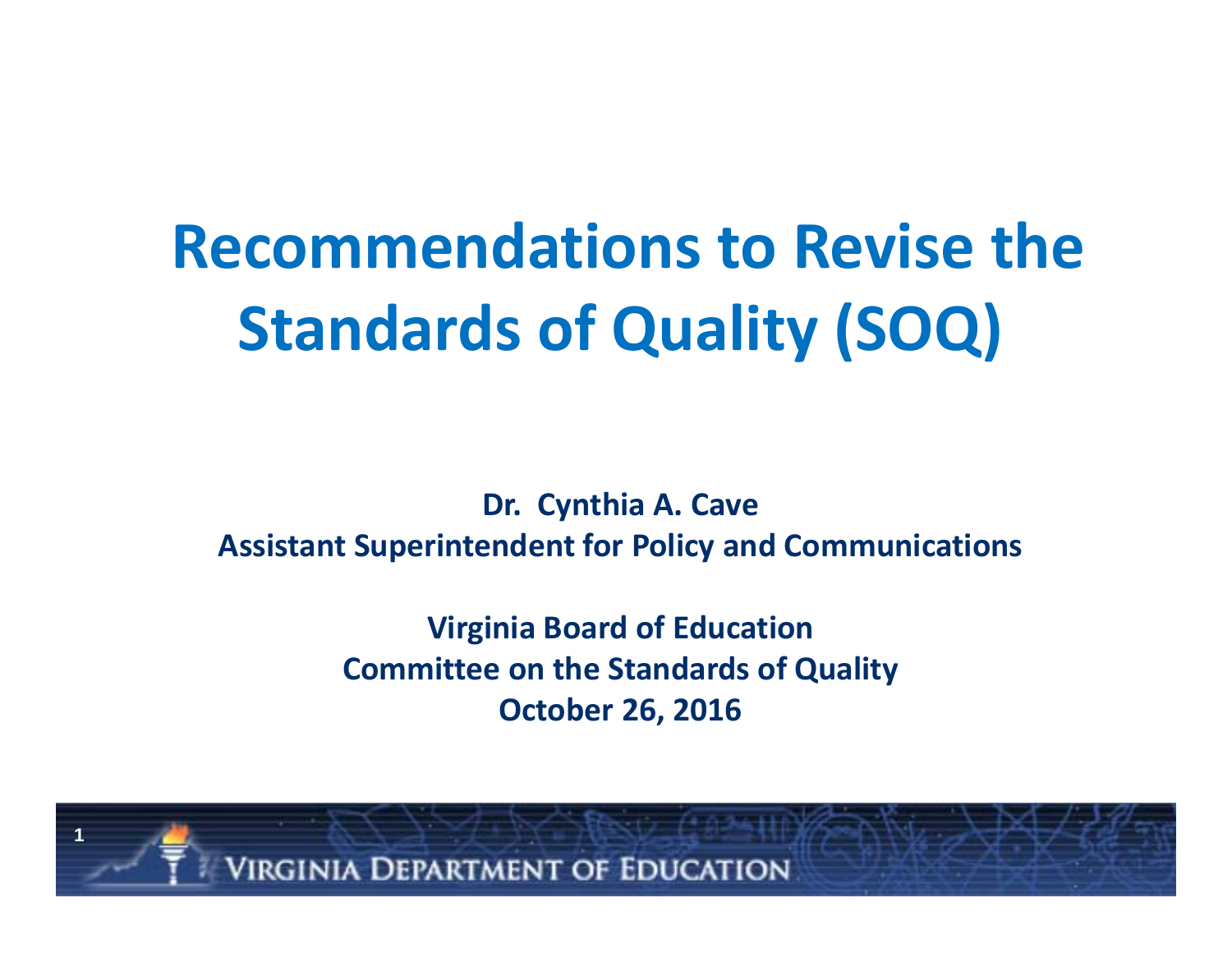# Recommendations to Revise the Standards of Quality (SOQ)

**Dr. Cynthia A. Cave**
**Assistant Superintendent for Policy and Communications**

**Virginia Board of Education**
**Committee on the Standards of Quality**
**October 26, 2016**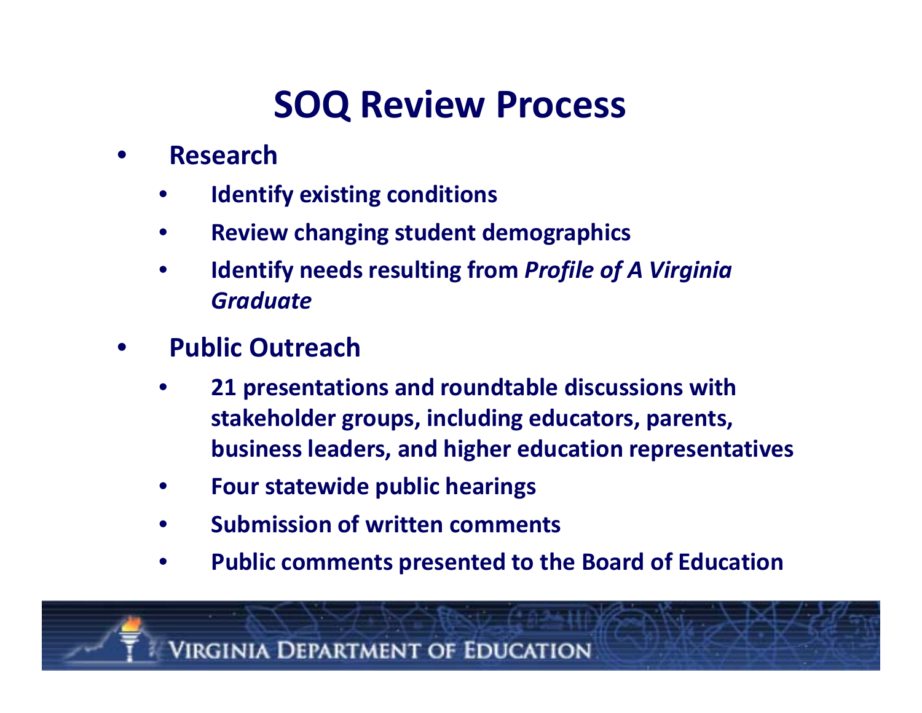# SOQ Review Process

- **Research**
  - **Identify existing conditions**
  - **Review changing student demographics**
  - **Identify needs resulting from *Profile of A Virginia Graduate***
- **Public Outreach**
  - **21 presentations and roundtable discussions with stakeholder groups, including educators, parents, business leaders, and higher education representatives**
  - **Four statewide public hearings**
  - **Submission of written comments**
  - **Public comments presented to the Board of Education**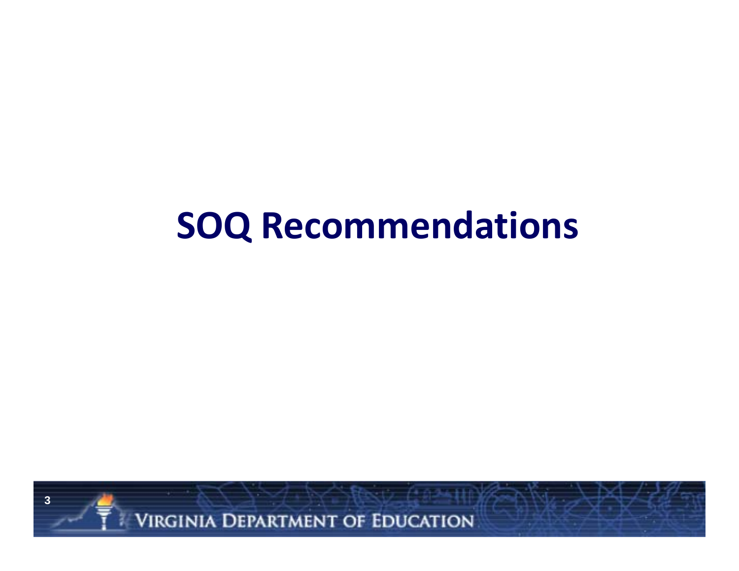# SOQ Recommendations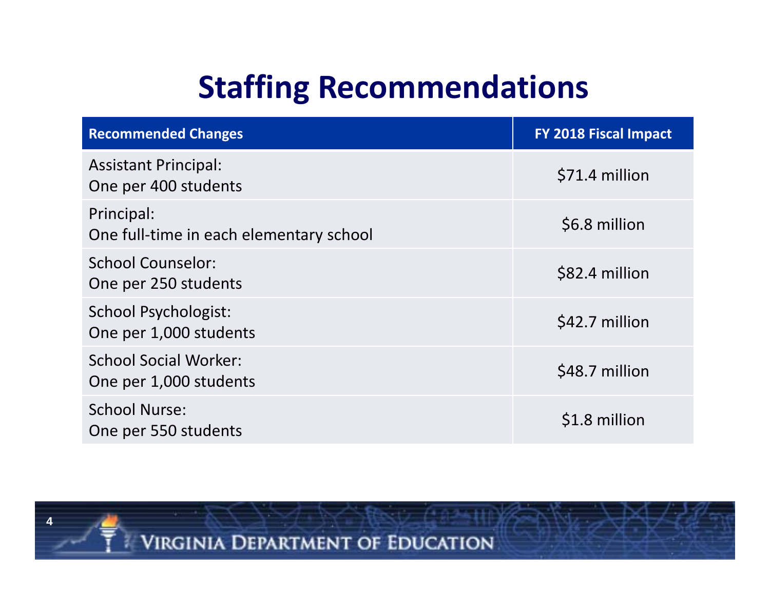# Staffing Recommendations

| Recommended Changes | FY 2018 Fiscal Impact |
|---|---|
| Assistant Principal: One per 400 students | $71.4 million |
| Principal: One full-time in each elementary school | $6.8 million |
| School Counselor: One per 250 students | $82.4 million |
| School Psychologist: One per 1,000 students | $42.7 million |
| School Social Worker: One per 1,000 students | $48.7 million |
| School Nurse: One per 550 students | $1.8 million |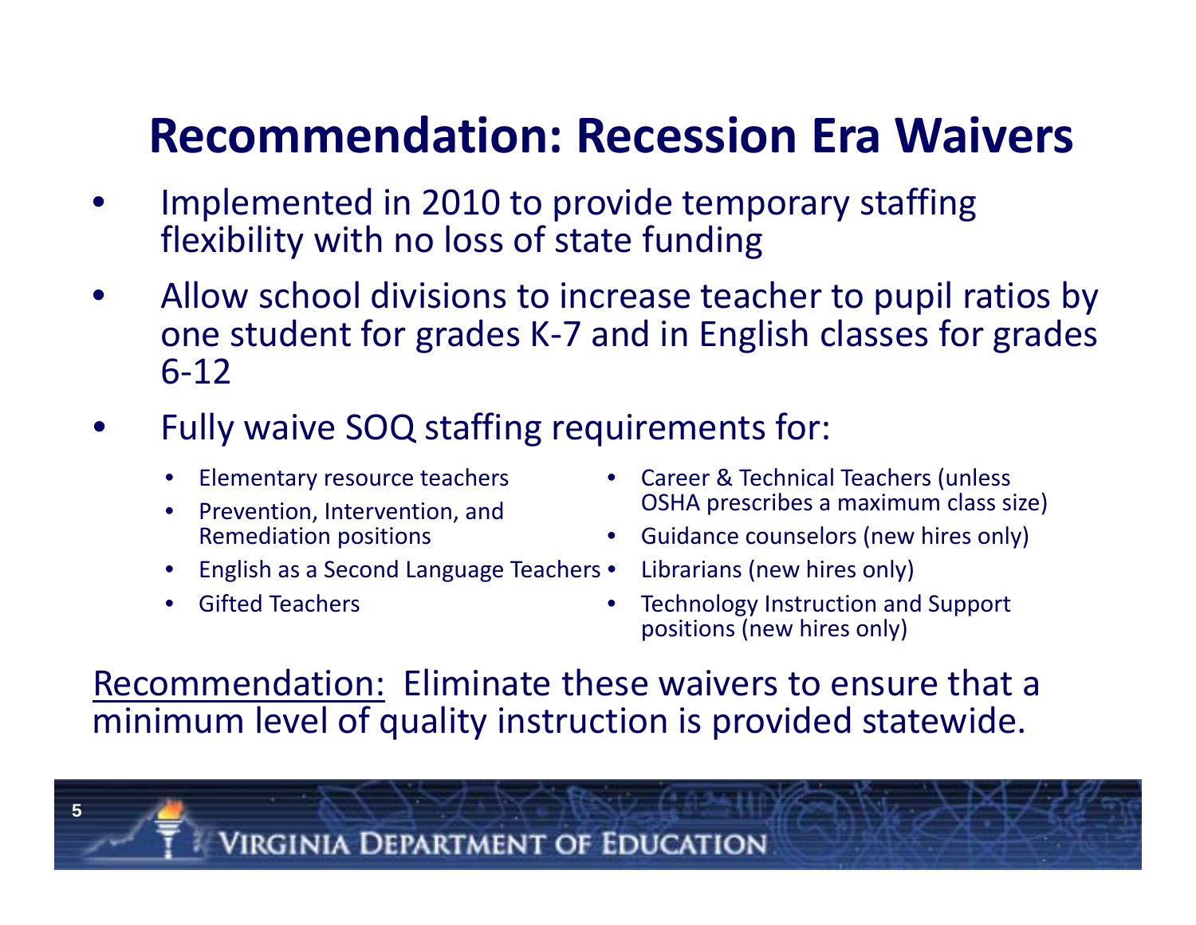# Recommendation: Recession Era Waivers

- Implemented in 2010 to provide temporary staffing flexibility with no loss of state funding
- Allow school divisions to increase teacher to pupil ratios by one student for grades K-7 and in English classes for grades 6-12
- Fully waive SOQ staffing requirements for:
  - Elementary resource teachers
  - Prevention, Intervention, and Remediation positions
  - English as a Second Language Teachers
  - Gifted Teachers
  - Career & Technical Teachers (unless OSHA prescribes a maximum class size)
  - Guidance counselors (new hires only)
  - Librarians (new hires only)
  - Technology Instruction and Support positions (new hires only)

<u>Recommendation:</u> Eliminate these waivers to ensure that a minimum level of quality instruction is provided statewide.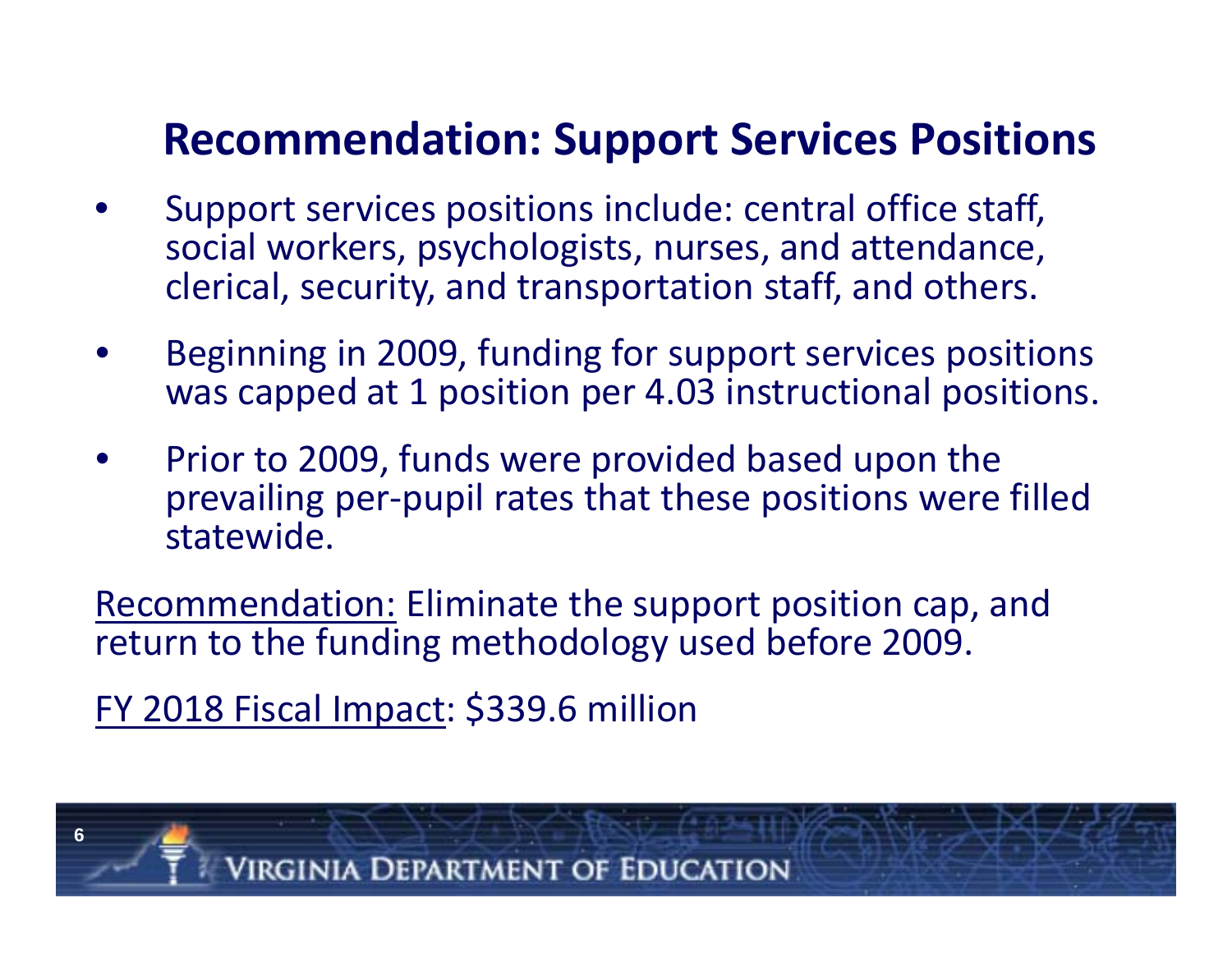# Recommendation: Support Services Positions

- Support services positions include: central office staff, social workers, psychologists, nurses, and attendance, clerical, security, and transportation staff, and others.
- Beginning in 2009, funding for support services positions was capped at 1 position per 4.03 instructional positions.
- Prior to 2009, funds were provided based upon the prevailing per-pupil rates that these positions were filled statewide.

Recommendation: Eliminate the support position cap, and return to the funding methodology used before 2009.

FY 2018 Fiscal Impact: $339.6 million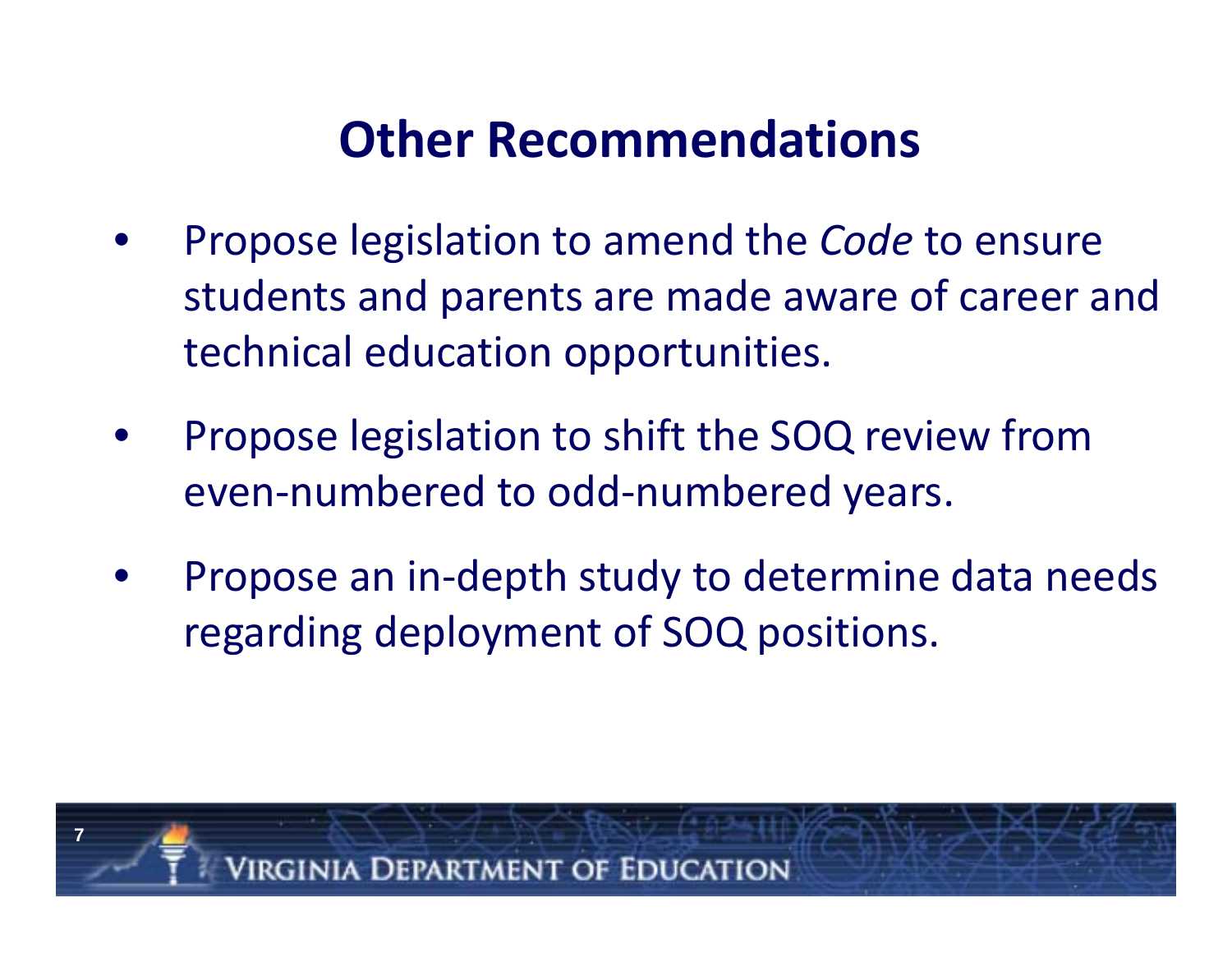# Other Recommendations

- Propose legislation to amend the *Code* to ensure students and parents are made aware of career and technical education opportunities.
- Propose legislation to shift the SOQ review from even-numbered to odd-numbered years.
- Propose an in-depth study to determine data needs regarding deployment of SOQ positions.